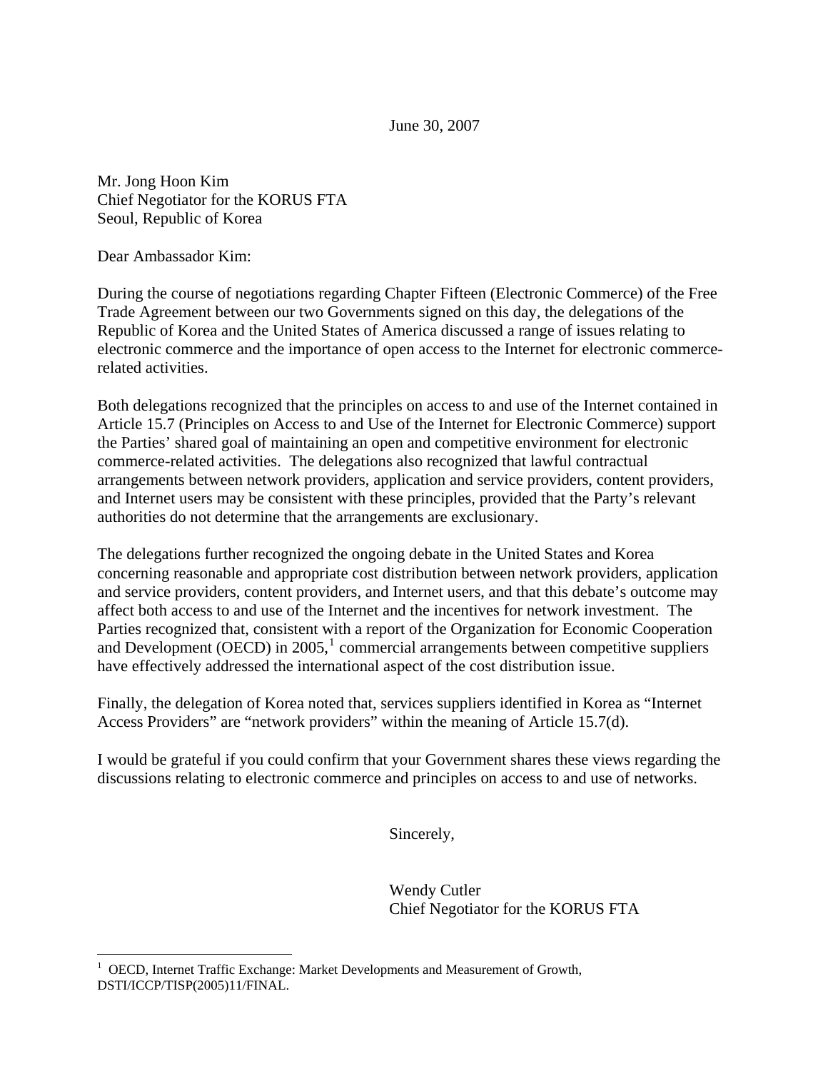June 30, 2007

Mr. Jong Hoon Kim
Chief Negotiator for the KORUS FTA
Seoul, Republic of Korea

Dear Ambassador Kim:

During the course of negotiations regarding Chapter Fifteen (Electronic Commerce) of the Free Trade Agreement between our two Governments signed on this day, the delegations of the Republic of Korea and the United States of America discussed a range of issues relating to electronic commerce and the importance of open access to the Internet for electronic commerce-related activities.

Both delegations recognized that the principles on access to and use of the Internet contained in Article 15.7 (Principles on Access to and Use of the Internet for Electronic Commerce) support the Parties' shared goal of maintaining an open and competitive environment for electronic commerce-related activities. The delegations also recognized that lawful contractual arrangements between network providers, application and service providers, content providers, and Internet users may be consistent with these principles, provided that the Party's relevant authorities do not determine that the arrangements are exclusionary.

The delegations further recognized the ongoing debate in the United States and Korea concerning reasonable and appropriate cost distribution between network providers, application and service providers, content providers, and Internet users, and that this debate's outcome may affect both access to and use of the Internet and the incentives for network investment. The Parties recognized that, consistent with a report of the Organization for Economic Cooperation and Development (OECD) in 2005,[1] commercial arrangements between competitive suppliers have effectively addressed the international aspect of the cost distribution issue.

Finally, the delegation of Korea noted that, services suppliers identified in Korea as "Internet Access Providers" are "network providers" within the meaning of Article 15.7(d).

I would be grateful if you could confirm that your Government shares these views regarding the discussions relating to electronic commerce and principles on access to and use of networks.

Sincerely,

Wendy Cutler
Chief Negotiator for the KORUS FTA

---

[1] OECD, Internet Traffic Exchange: Market Developments and Measurement of Growth, DSTI/ICCP/TISP(2005)11/FINAL.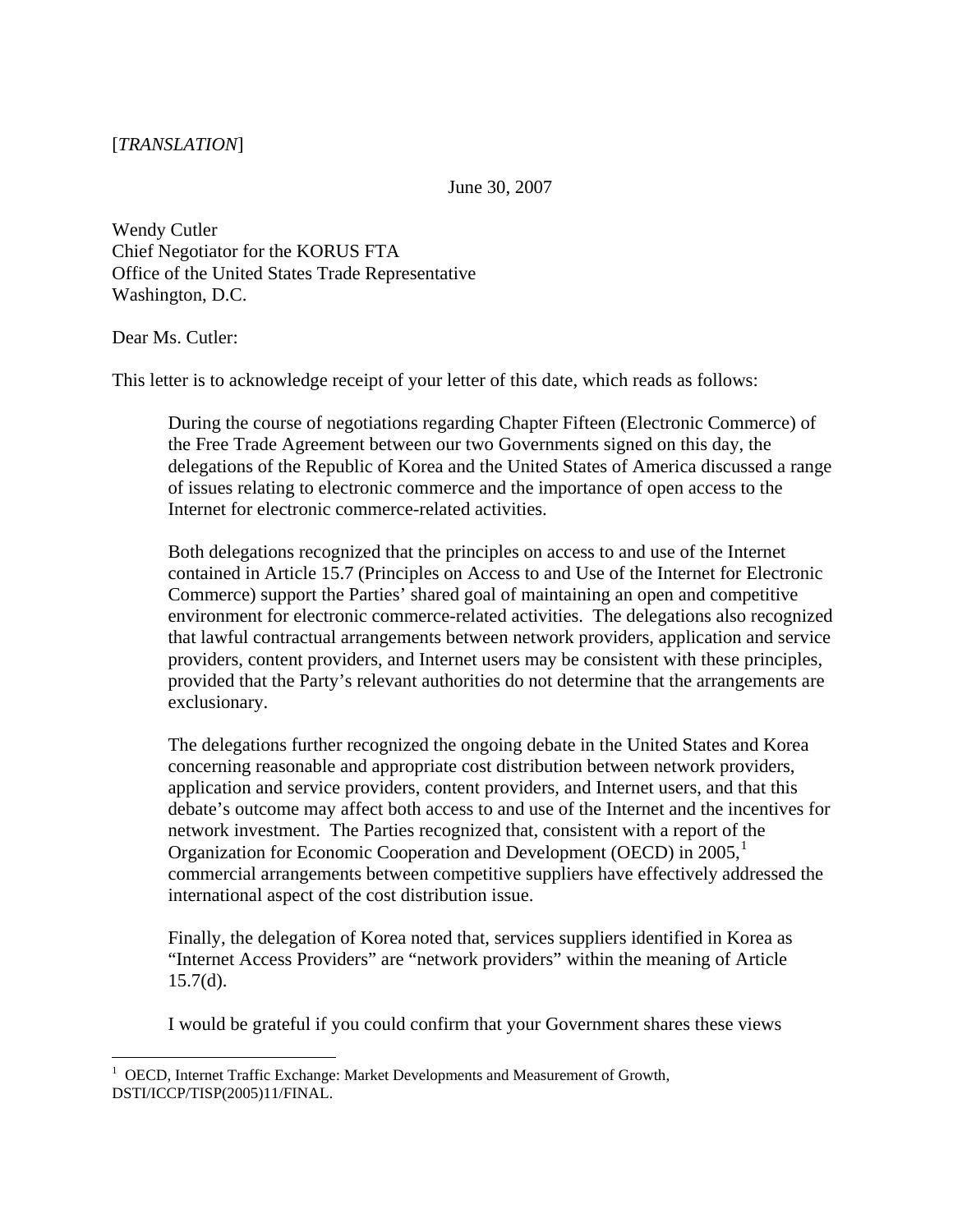[*TRANSLATION*]

June 30, 2007

Wendy Cutler
Chief Negotiator for the KORUS FTA
Office of the United States Trade Representative
Washington, D.C.

Dear Ms. Cutler:

This letter is to acknowledge receipt of your letter of this date, which reads as follows:

> During the course of negotiations regarding Chapter Fifteen (Electronic Commerce) of the Free Trade Agreement between our two Governments signed on this day, the delegations of the Republic of Korea and the United States of America discussed a range of issues relating to electronic commerce and the importance of open access to the Internet for electronic commerce-related activities.
>
> Both delegations recognized that the principles on access to and use of the Internet contained in Article 15.7 (Principles on Access to and Use of the Internet for Electronic Commerce) support the Parties' shared goal of maintaining an open and competitive environment for electronic commerce-related activities. The delegations also recognized that lawful contractual arrangements between network providers, application and service providers, content providers, and Internet users may be consistent with these principles, provided that the Party's relevant authorities do not determine that the arrangements are exclusionary.
>
> The delegations further recognized the ongoing debate in the United States and Korea concerning reasonable and appropriate cost distribution between network providers, application and service providers, content providers, and Internet users, and that this debate's outcome may affect both access to and use of the Internet and the incentives for network investment. The Parties recognized that, consistent with a report of the Organization for Economic Cooperation and Development (OECD) in 2005,[1] commercial arrangements between competitive suppliers have effectively addressed the international aspect of the cost distribution issue.
>
> Finally, the delegation of Korea noted that, services suppliers identified in Korea as "Internet Access Providers" are "network providers" within the meaning of Article 15.7(d).
>
> I would be grateful if you could confirm that your Government shares these views

[1] OECD, Internet Traffic Exchange: Market Developments and Measurement of Growth, DSTI/ICCP/TISP(2005)11/FINAL.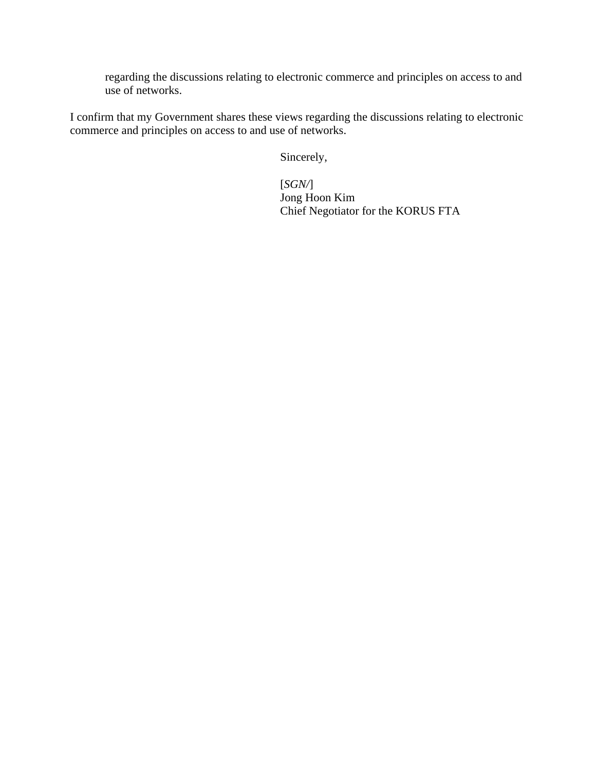> regarding the discussions relating to electronic commerce and principles on access to and use of networks.

I confirm that my Government shares these views regarding the discussions relating to electronic commerce and principles on access to and use of networks.

Sincerely,

[*SGN/*]
Jong Hoon Kim
Chief Negotiator for the KORUS FTA